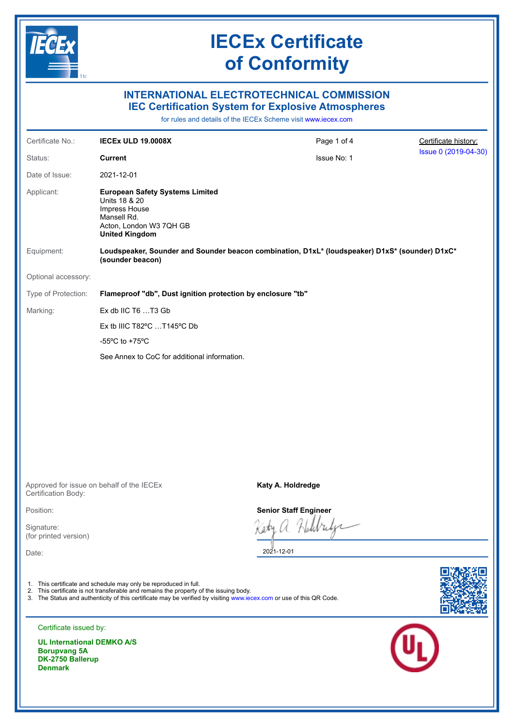# IECEx Certificate of Conformity

## INTERNATIONAL ELECTROTECHNICAL COMMISSION
## IEC Certification System for Explosive Atmospheres

for rules and details of the IECEx Scheme visit www.iecex.com

| | | | |
|---|---|---|---|
| Certificate No.: | **IECEx ULD 19.0008X** | Page 1 of 4 | Certificate history: |
| Status: | **Current** | Issue No: 1 | Issue 0 (2019-04-30) |
| Date of Issue: | 2021-12-01 | | |

Applicant: **European Safety Systems Limited**
Units 18 & 20
Impress House
Mansell Rd.
Acton, London W3 7QH GB
**United Kingdom**

Equipment: **Loudspeaker, Sounder and Sounder beacon combination, D1xL* (loudspeaker) D1xS* (sounder) D1xC* (sounder beacon)**

Optional accessory:

Type of Protection: **Flameproof "db", Dust ignition protection by enclosure "tb"**

Marking:

Ex db IIC T6 …T3 Gb

Ex tb IIIC T82ºC …T145ºC Db

-55ºC to +75ºC

See Annex to CoC for additional information.

Approved for issue on behalf of the IECEx Certification Body: **Katy A. Holdredge**

Position: **Senior Staff Engineer**

Signature: (for printed version)

Date: 2021-12-01

1. This certificate and schedule may only be reproduced in full.
2. This certificate is not transferable and remains the property of the issuing body.
3. The Status and authenticity of this certificate may be verified by visiting www.iecex.com or use of this QR Code.

Certificate issued by:

**UL International DEMKO A/S**
**Borupvang 5A**
**DK-2750 Ballerup**
**Denmark**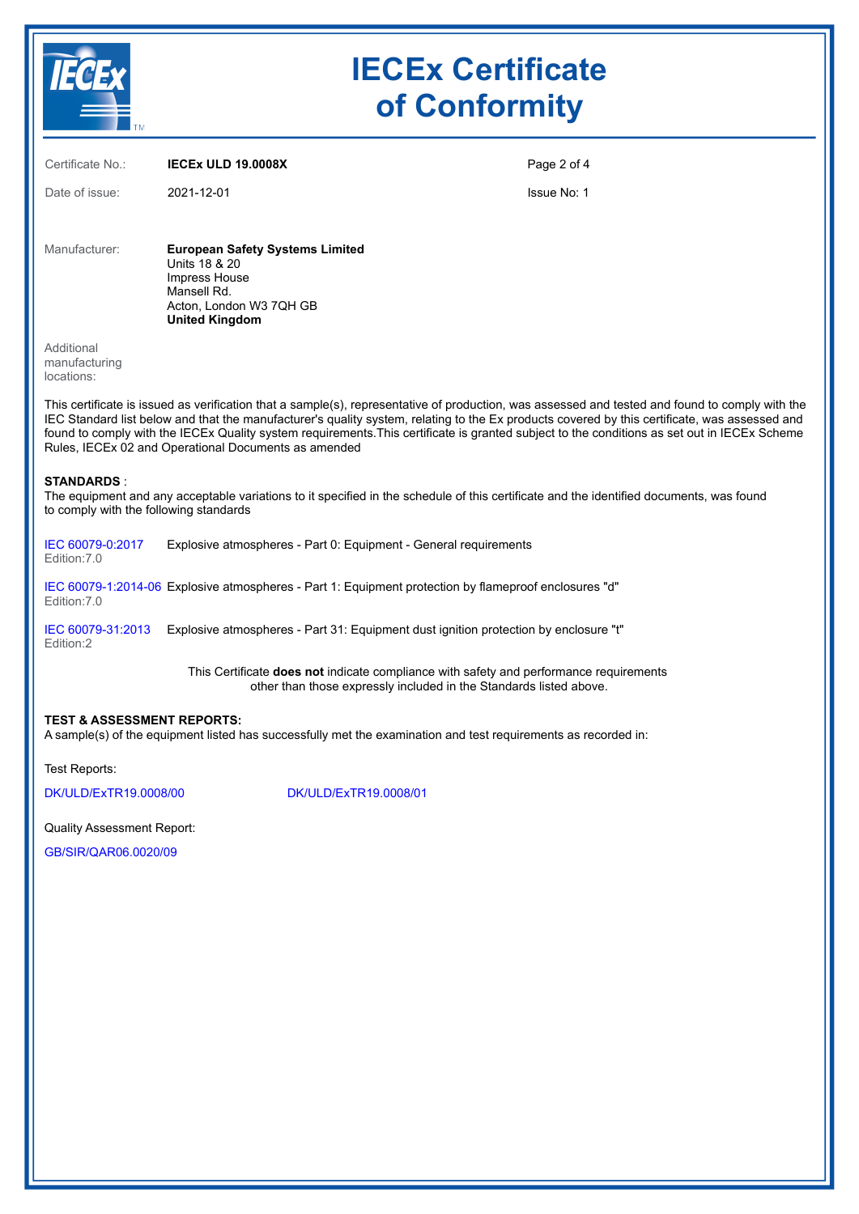# IECEx Certificate of Conformity

| | | | |
|---|---|---|---|
| Certificate No.: | **IECEx ULD 19.0008X** | | |
| Date of issue: | 2021-12-01 | | Issue No: 1 |

Manufacturer: **European Safety Systems Limited**
Units 18 & 20
Impress House
Mansell Rd.
Acton, London W3 7QH GB
**United Kingdom**

Additional manufacturing locations:

This certificate is issued as verification that a sample(s), representative of production, was assessed and tested and found to comply with the IEC Standard list below and that the manufacturer's quality system, relating to the Ex products covered by this certificate, was assessed and found to comply with the IECEx Quality system requirements.This certificate is granted subject to the conditions as set out in IECEx Scheme Rules, IECEx 02 and Operational Documents as amended

**STANDARDS** :
The equipment and any acceptable variations to it specified in the schedule of this certificate and the identified documents, was found to comply with the following standards

| | |
|---|---|
| IEC 60079-0:2017 Edition:7.0 | Explosive atmospheres - Part 0: Equipment - General requirements |
| IEC 60079-1:2014-06 Edition:7.0 | Explosive atmospheres - Part 1: Equipment protection by flameproof enclosures "d" |
| IEC 60079-31:2013 Edition:2 | Explosive atmospheres - Part 31: Equipment dust ignition protection by enclosure "t" |

This Certificate **does not** indicate compliance with safety and performance requirements other than those expressly included in the Standards listed above.

**TEST & ASSESSMENT REPORTS:**
A sample(s) of the equipment listed has successfully met the examination and test requirements as recorded in:

Test Reports:

DK/ULD/ExTR19.0008/00

DK/ULD/ExTR19.0008/01

Quality Assessment Report:

GB/SIR/QAR06.0020/09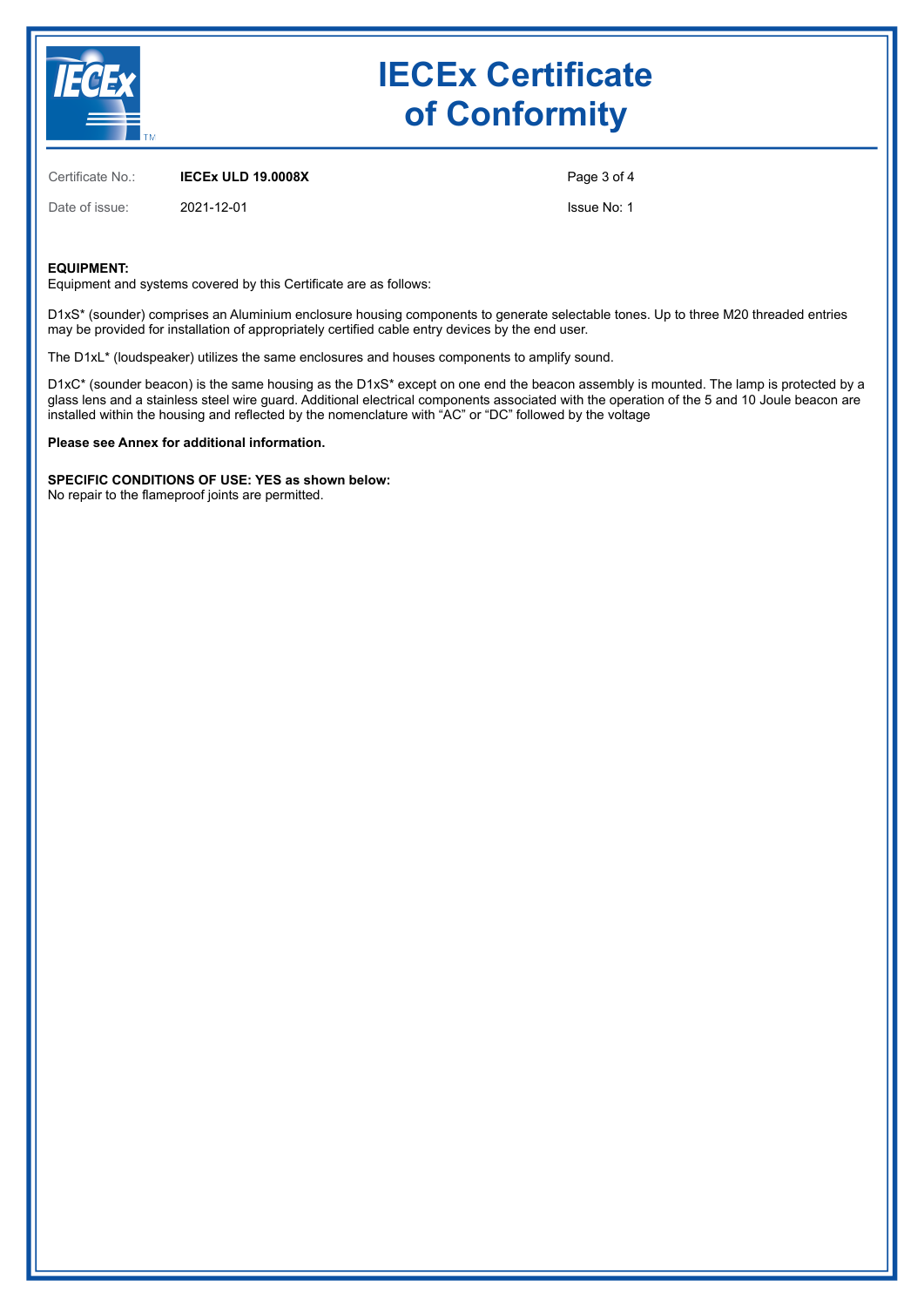# IECEx Certificate of Conformity

Certificate No.: **IECEx ULD 19.0008X**

Date of issue: 2021-12-01

Issue No: 1

**EQUIPMENT:**
Equipment and systems covered by this Certificate are as follows:

D1xS* (sounder) comprises an Aluminium enclosure housing components to generate selectable tones. Up to three M20 threaded entries may be provided for installation of appropriately certified cable entry devices by the end user.

The D1xL* (loudspeaker) utilizes the same enclosures and houses components to amplify sound.

D1xC* (sounder beacon) is the same housing as the D1xS* except on one end the beacon assembly is mounted. The lamp is protected by a glass lens and a stainless steel wire guard. Additional electrical components associated with the operation of the 5 and 10 Joule beacon are installed within the housing and reflected by the nomenclature with "AC" or "DC" followed by the voltage

**Please see Annex for additional information.**

**SPECIFIC CONDITIONS OF USE: YES as shown below:**
No repair to the flameproof joints are permitted.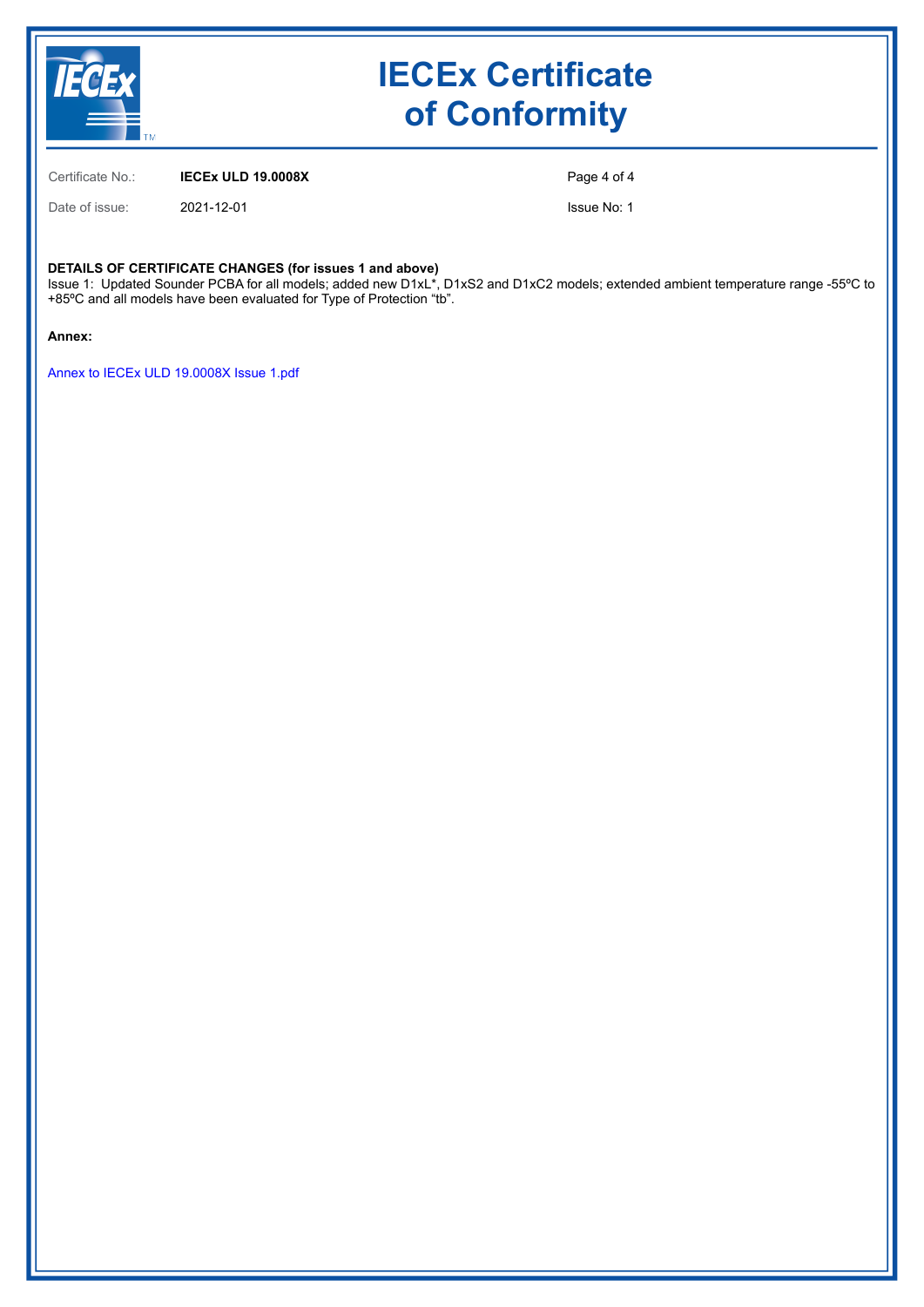# IECEx Certificate of Conformity

| | | | |
|---|---|---|---|
| Certificate No.: | **IECEx ULD 19.0008X** | | |
| Date of issue: | 2021-12-01 | | Issue No: 1 |

**DETAILS OF CERTIFICATE CHANGES (for issues 1 and above)**
Issue 1: Updated Sounder PCBA for all models; added new D1xL*, D1xS2 and D1xC2 models; extended ambient temperature range -55ºC to +85ºC and all models have been evaluated for Type of Protection “tb”.

**Annex:**

Annex to IECEx ULD 19.0008X Issue 1.pdf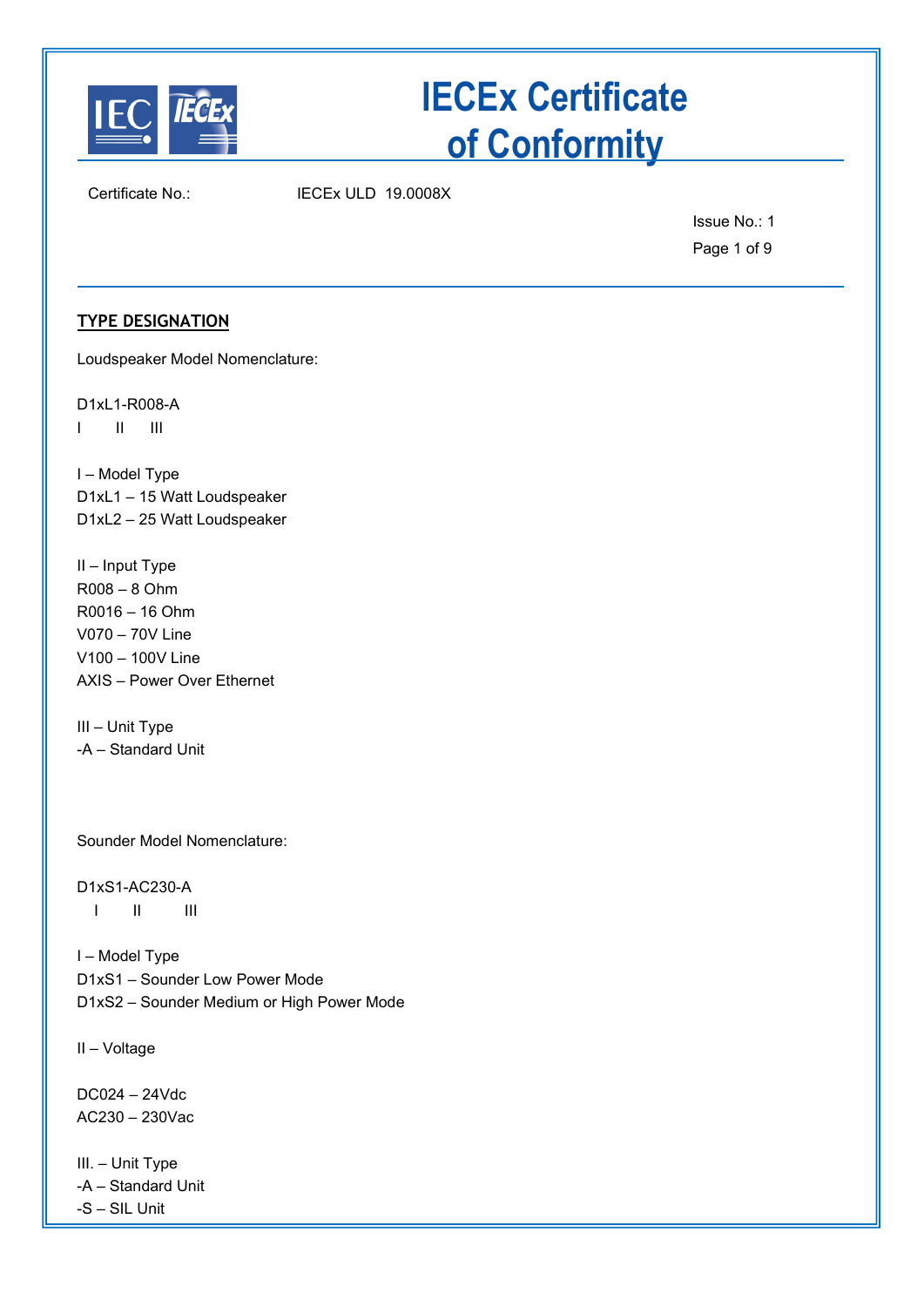Certificate No.: IECEx ULD 19.0008X

Issue No.: 1

## TYPE DESIGNATION

Loudspeaker Model Nomenclature:

D1xL1-R008-A
I II III

I – Model Type
D1xL1 – 15 Watt Loudspeaker
D1xL2 – 25 Watt Loudspeaker

II – Input Type
R008 – 8 Ohm
R0016 – 16 Ohm
V070 – 70V Line
V100 – 100V Line
AXIS – Power Over Ethernet

III – Unit Type
-A – Standard Unit

Sounder Model Nomenclature:

D1xS1-AC230-A
I II III

I – Model Type
D1xS1 – Sounder Low Power Mode
D1xS2 – Sounder Medium or High Power Mode

II – Voltage

DC024 – 24Vdc
AC230 – 230Vac

III. – Unit Type
-A – Standard Unit
-S – SIL Unit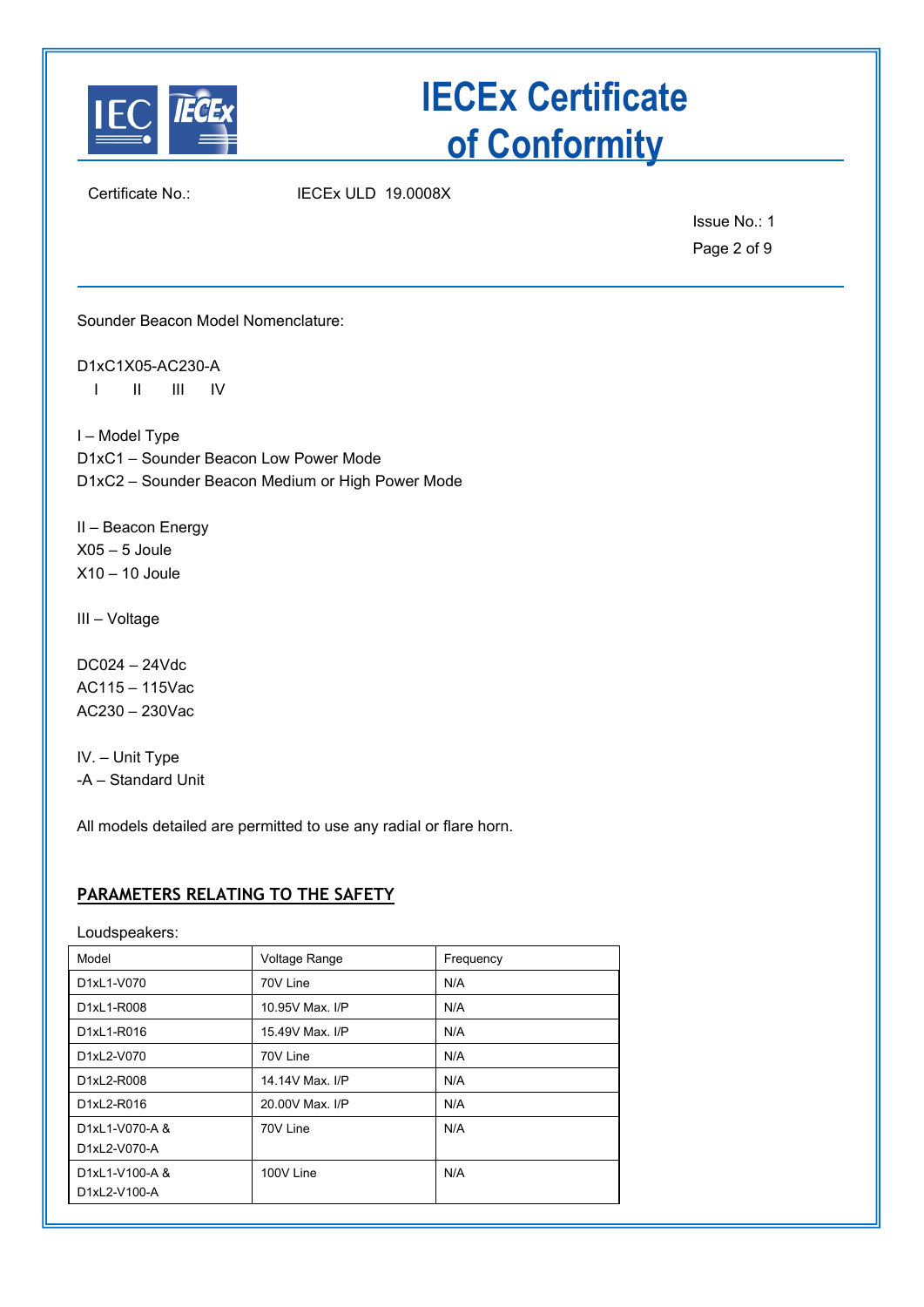Sounder Beacon Model Nomenclature:

D1xC1X05-AC230-A
I II III IV

I – Model Type
D1xC1 – Sounder Beacon Low Power Mode
D1xC2 – Sounder Beacon Medium or High Power Mode

II – Beacon Energy
X05 – 5 Joule
X10 – 10 Joule

III – Voltage

DC024 – 24Vdc
AC115 – 115Vac
AC230 – 230Vac

IV. – Unit Type
-A – Standard Unit

All models detailed are permitted to use any radial or flare horn.

## PARAMETERS RELATING TO THE SAFETY

Loudspeakers:

| Model | Voltage Range | Frequency |
|---|---|---|
| D1xL1-V070 | 70V Line | N/A |
| D1xL1-R008 | 10.95V Max. I/P | N/A |
| D1xL1-R016 | 15.49V Max. I/P | N/A |
| D1xL2-V070 | 70V Line | N/A |
| D1xL2-R008 | 14.14V Max. I/P | N/A |
| D1xL2-R016 | 20.00V Max. I/P | N/A |
| D1xL1-V070-A & D1xL2-V070-A | 70V Line | N/A |
| D1xL1-V100-A & D1xL2-V100-A | 100V Line | N/A |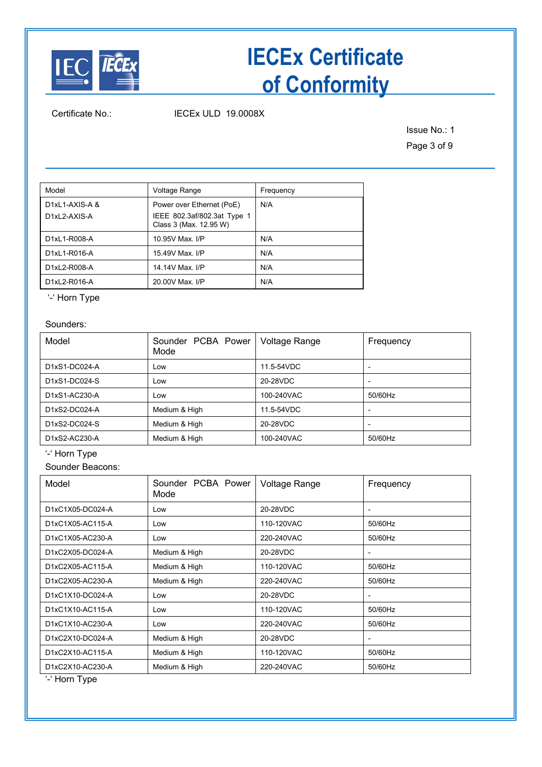# IECEx Certificate of Conformity

Certificate No.: IECEx ULD 19.0008X

Issue No.: 1

| Model | Voltage Range | Frequency |
|---|---|---|
| D1xL1-AXIS-A & D1xL2-AXIS-A | Power over Ethernet (PoE) IEEE 802.3af/802.3at Type 1 Class 3 (Max. 12.95 W) | N/A |
| D1xL1-R008-A | 10.95V Max. I/P | N/A |
| D1xL1-R016-A | 15.49V Max. I/P | N/A |
| D1xL2-R008-A | 14.14V Max. I/P | N/A |
| D1xL2-R016-A | 20.00V Max. I/P | N/A |

'-' Horn Type

Sounders:

| Model | Sounder PCBA Power Mode | Voltage Range | Frequency |
|---|---|---|---|
| D1xS1-DC024-A | Low | 11.5-54VDC | - |
| D1xS1-DC024-S | Low | 20-28VDC | - |
| D1xS1-AC230-A | Low | 100-240VAC | 50/60Hz |
| D1xS2-DC024-A | Medium & High | 11.5-54VDC | - |
| D1xS2-DC024-S | Medium & High | 20-28VDC | - |
| D1xS2-AC230-A | Medium & High | 100-240VAC | 50/60Hz |

'-' Horn Type

Sounder Beacons:

| Model | Sounder PCBA Power Mode | Voltage Range | Frequency |
|---|---|---|---|
| D1xC1X05-DC024-A | Low | 20-28VDC | - |
| D1xC1X05-AC115-A | Low | 110-120VAC | 50/60Hz |
| D1xC1X05-AC230-A | Low | 220-240VAC | 50/60Hz |
| D1xC2X05-DC024-A | Medium & High | 20-28VDC | - |
| D1xC2X05-AC115-A | Medium & High | 110-120VAC | 50/60Hz |
| D1xC2X05-AC230-A | Medium & High | 220-240VAC | 50/60Hz |
| D1xC1X10-DC024-A | Low | 20-28VDC | - |
| D1xC1X10-AC115-A | Low | 110-120VAC | 50/60Hz |
| D1xC1X10-AC230-A | Low | 220-240VAC | 50/60Hz |
| D1xC2X10-DC024-A | Medium & High | 20-28VDC | - |
| D1xC2X10-AC115-A | Medium & High | 110-120VAC | 50/60Hz |
| D1xC2X10-AC230-A | Medium & High | 220-240VAC | 50/60Hz |

'-' Horn Type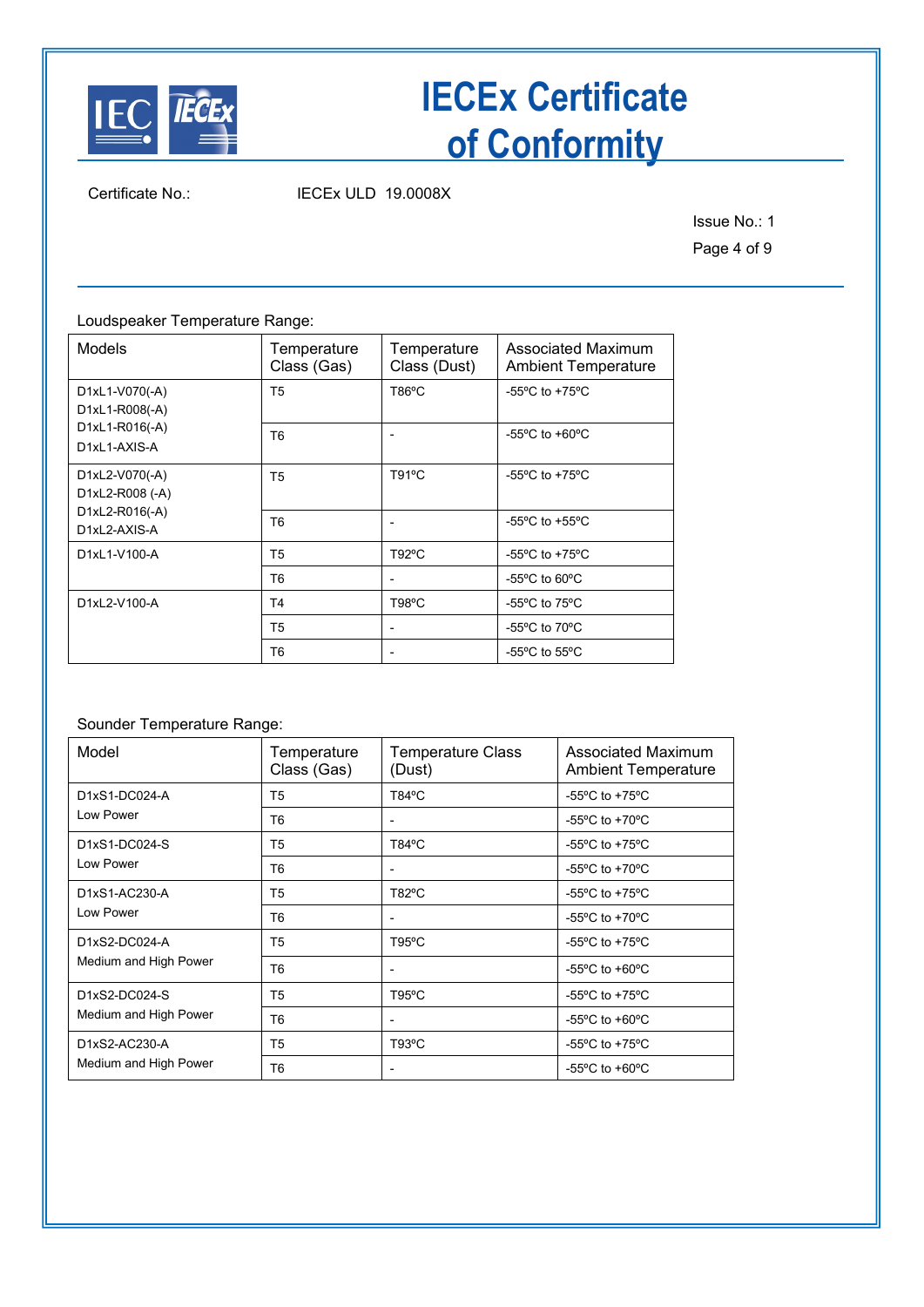Certificate No.: IECEx ULD 19.0008X

Issue No.: 1

Loudspeaker Temperature Range:

| Models | Temperature Class (Gas) | Temperature Class (Dust) | Associated Maximum Ambient Temperature |
|---|---|---|---|
| D1xL1-V070(-A)<br>D1xL1-R008(-A)<br>D1xL1-R016(-A)<br>D1xL1-AXIS-A | T5 | T86ºC | -55ºC to +75ºC |
| | T6 | - | -55ºC to +60ºC |
| D1xL2-V070(-A)<br>D1xL2-R008 (-A)<br>D1xL2-R016(-A)<br>D1xL2-AXIS-A | T5 | T91ºC | -55ºC to +75ºC |
| | T6 | - | -55ºC to +55ºC |
| D1xL1-V100-A | T5 | T92ºC | -55ºC to +75ºC |
| | T6 | - | -55ºC to 60ºC |
| D1xL2-V100-A | T4 | T98ºC | -55ºC to 75ºC |
| | T5 | - | -55ºC to 70ºC |
| | T6 | - | -55ºC to 55ºC |

Sounder Temperature Range:

| Model | Temperature Class (Gas) | Temperature Class (Dust) | Associated Maximum Ambient Temperature |
|---|---|---|---|
| D1xS1-DC024-A<br>Low Power | T5 | T84ºC | -55ºC to +75ºC |
| | T6 | - | -55ºC to +70ºC |
| D1xS1-DC024-S<br>Low Power | T5 | T84ºC | -55ºC to +75ºC |
| | T6 | - | -55ºC to +70ºC |
| D1xS1-AC230-A<br>Low Power | T5 | T82ºC | -55ºC to +75ºC |
| | T6 | - | -55ºC to +70ºC |
| D1xS2-DC024-A<br>Medium and High Power | T5 | T95ºC | -55ºC to +75ºC |
| | T6 | - | -55ºC to +60ºC |
| D1xS2-DC024-S<br>Medium and High Power | T5 | T95ºC | -55ºC to +75ºC |
| | T6 | - | -55ºC to +60ºC |
| D1xS2-AC230-A<br>Medium and High Power | T5 | T93ºC | -55ºC to +75ºC |
| | T6 | - | -55ºC to +60ºC |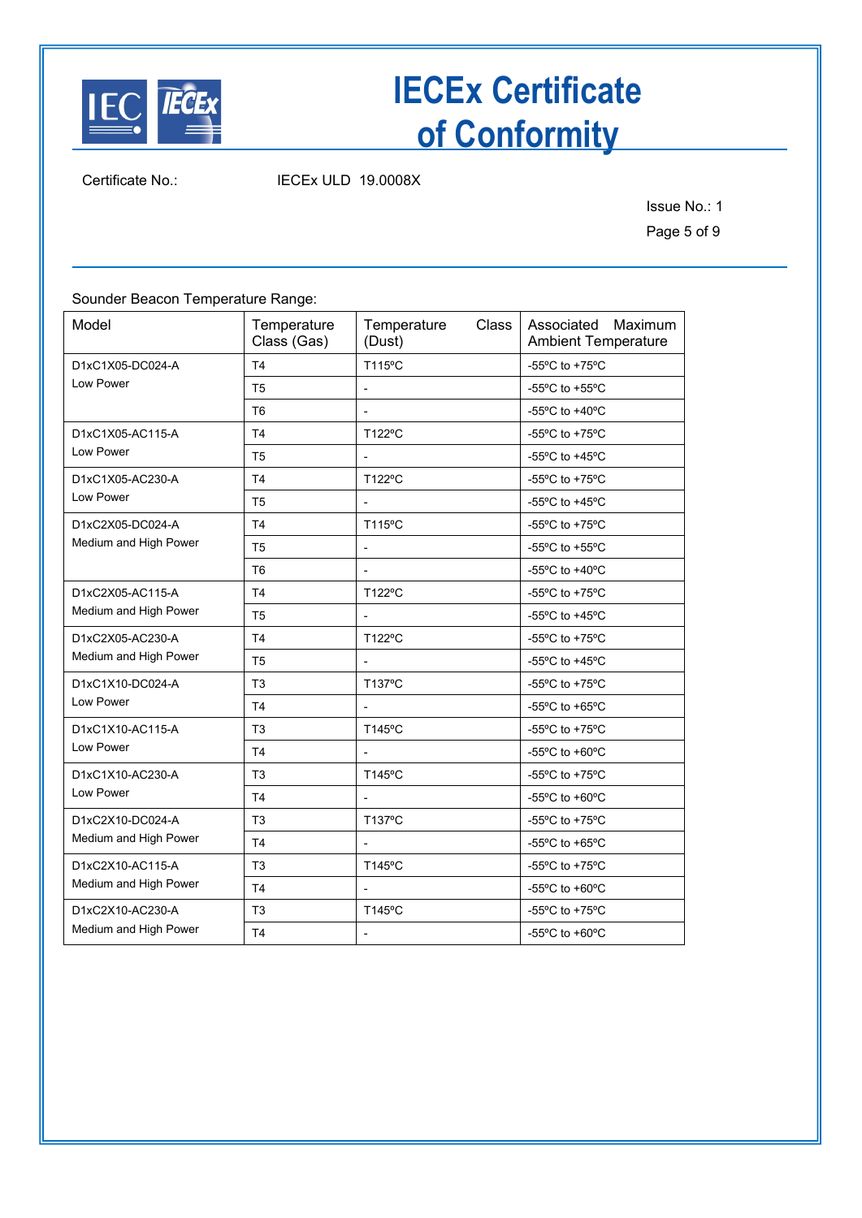Certificate No.: IECEx ULD 19.0008X

Issue No.: 1

Sounder Beacon Temperature Range:

| Model | Temperature Class (Gas) | Temperature Class (Dust) | Associated Maximum Ambient Temperature |
|---|---|---|---|
| D1xC1X05-DC024-A Low Power | T4 | T115ºC | -55ºC to +75ºC |
| | T5 | - | -55ºC to +55ºC |
| | T6 | - | -55ºC to +40ºC |
| D1xC1X05-AC115-A Low Power | T4 | T122ºC | -55ºC to +75ºC |
| | T5 | - | -55ºC to +45ºC |
| D1xC1X05-AC230-A Low Power | T4 | T122ºC | -55ºC to +75ºC |
| | T5 | - | -55ºC to +45ºC |
| D1xC2X05-DC024-A Medium and High Power | T4 | T115ºC | -55ºC to +75ºC |
| | T5 | - | -55ºC to +55ºC |
| | T6 | - | -55ºC to +40ºC |
| D1xC2X05-AC115-A Medium and High Power | T4 | T122ºC | -55ºC to +75ºC |
| | T5 | - | -55ºC to +45ºC |
| D1xC2X05-AC230-A Medium and High Power | T4 | T122ºC | -55ºC to +75ºC |
| | T5 | - | -55ºC to +45ºC |
| D1xC1X10-DC024-A Low Power | T3 | T137ºC | -55ºC to +75ºC |
| | T4 | - | -55ºC to +65ºC |
| D1xC1X10-AC115-A Low Power | T3 | T145ºC | -55ºC to +75ºC |
| | T4 | - | -55ºC to +60ºC |
| D1xC1X10-AC230-A Low Power | T3 | T145ºC | -55ºC to +75ºC |
| | T4 | - | -55ºC to +60ºC |
| D1xC2X10-DC024-A Medium and High Power | T3 | T137ºC | -55ºC to +75ºC |
| | T4 | - | -55ºC to +65ºC |
| D1xC2X10-AC115-A Medium and High Power | T3 | T145ºC | -55ºC to +75ºC |
| | T4 | - | -55ºC to +60ºC |
| D1xC2X10-AC230-A Medium and High Power | T3 | T145ºC | -55ºC to +75ºC |
| | T4 | - | -55ºC to +60ºC |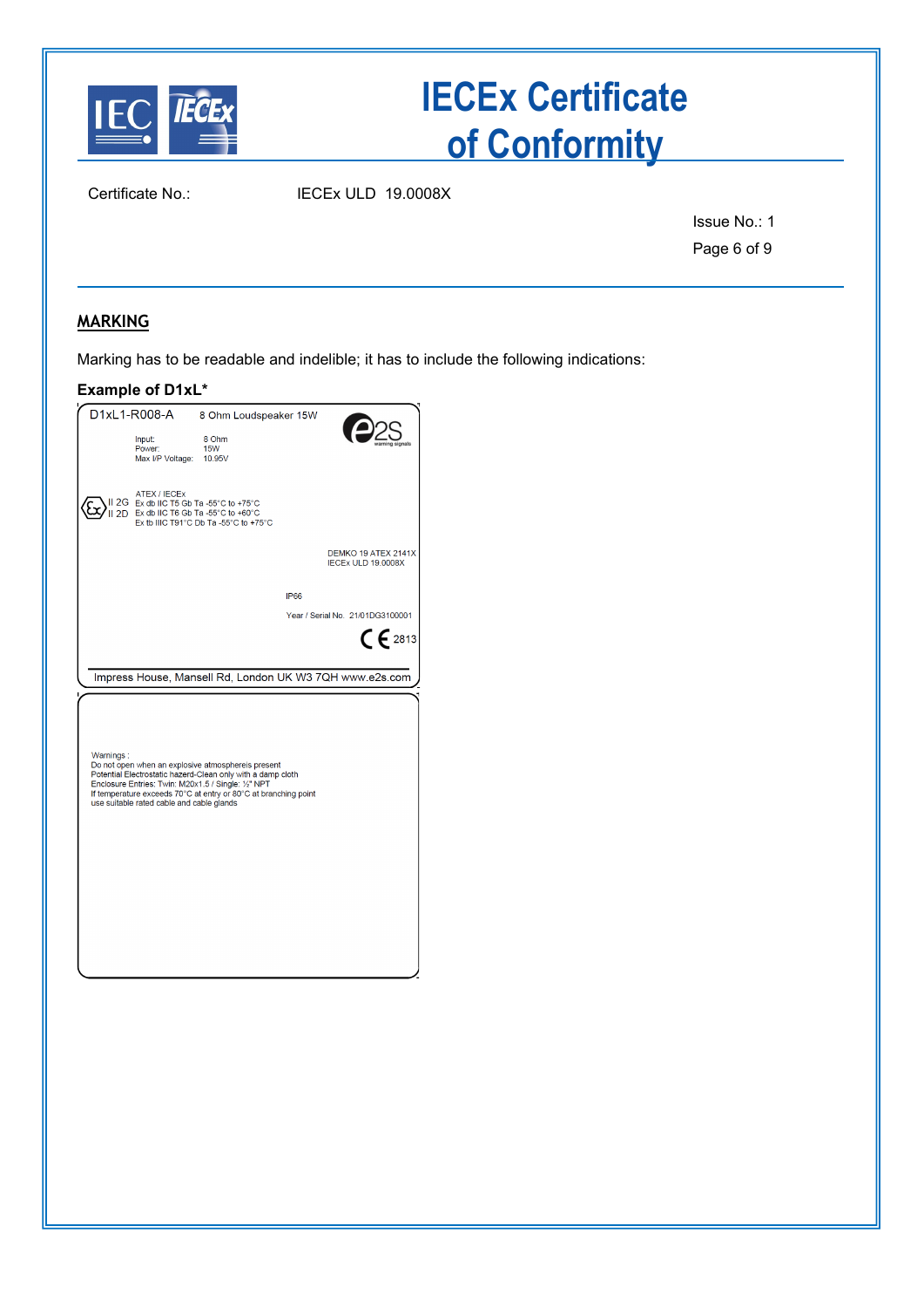Certificate No.: IECEx ULD 19.0008X

Issue No.: 1

## MARKING

Marking has to be readable and indelible; it has to include the following indications:

**Example of D1xL***

D1xL1-R008-A 8 Ohm Loudspeaker 15W

e2S warning signals

Input: 8 Ohm
Power: 15W
Max I/P Voltage: 10.95V

ATEX / IECEx
II 2G Ex db IIC T5 Gb Ta -55°C to +75°C
II 2D Ex db IIC T6 Gb Ta -55°C to +60°C
Ex tb IIIC T91°C Db Ta -55°C to +75°C

DEMKO 19 ATEX 2141X
IECEx ULD 19.0008X

IP66

Year / Serial No. 21/01DG3100001

CE 2813

Impress House, Mansell Rd, London UK W3 7QH www.e2s.com

Warnings :
Do not open when an explosive atmosphereis present
Potential Electrostatic hazerd-Clean only with a damp cloth
Enclosure Entries: Twin: M20x1.5 / Single: ½" NPT
If temperature exceeds 70°C at entry or 80°C at branching point
use suitable rated cable and cable glands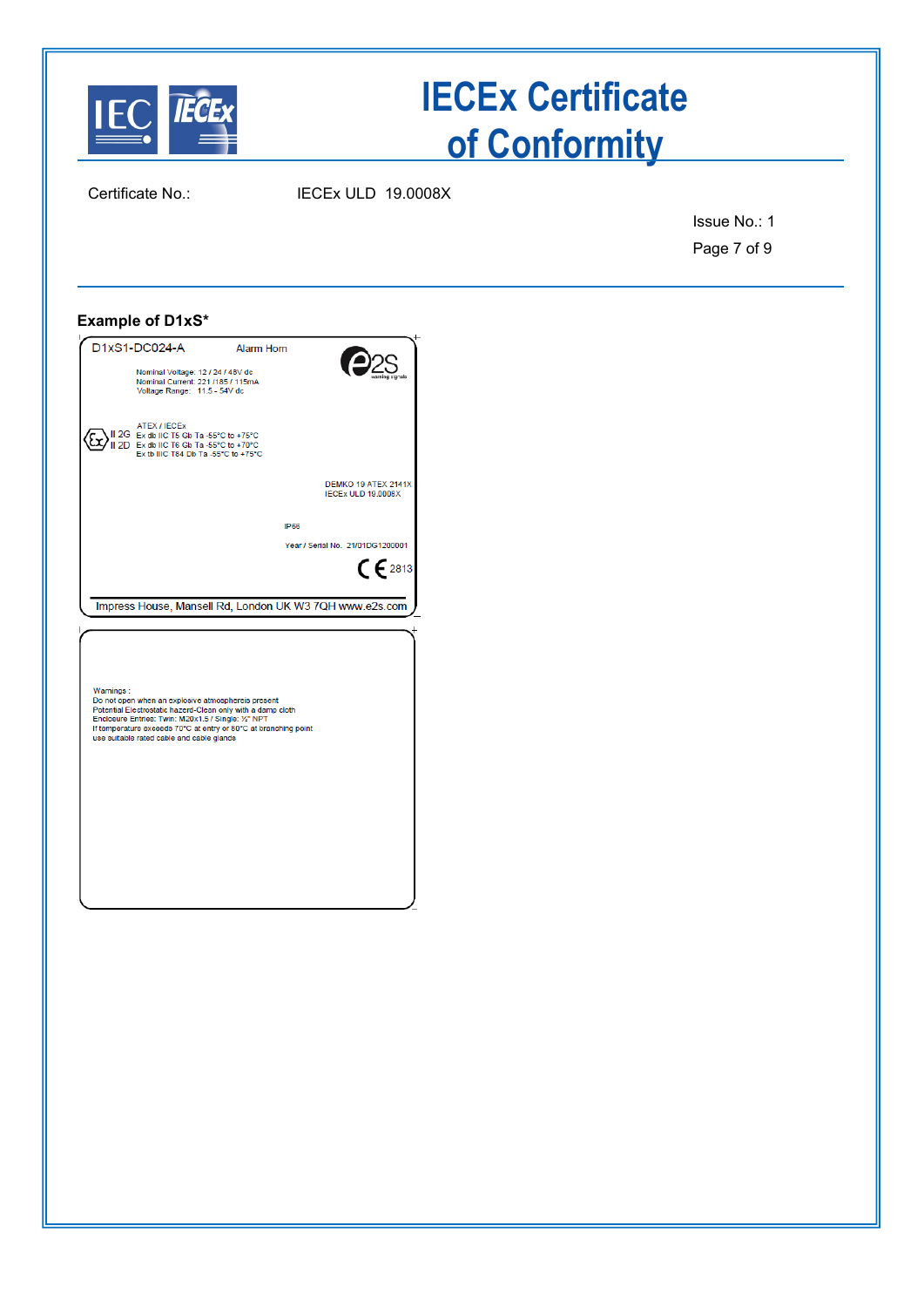Certificate No.: IECEx ULD 19.0008X

Issue No.: 1

## Example of D1xS*

D1xS1-DC024-A Alarm Horn

e2S warning signals

Nominal Voltage: 12 / 24 / 48V dc
Nominal Current: 221 /185 / 115mA
Voltage Range: 11.5 - 54V dc

ATEX / IECEx
II 2G Ex db IIC T5 Gb Ta -55°C to +75°C
II 2D Ex db IIC T6 Gb Ta -55°C to +70°C
Ex tb IIIC T84 Db Ta -55°C to +75°C

DEMKO 19 ATEX 2141X
IECEx ULD 19.0008X

IP66

Year / Serial No. 21/01DG1200001

CE 2813

Impress House, Mansell Rd, London UK W3 7QH www.e2s.com

Warnings :
Do not open when an explosive atmosphereis present
Potential Electrostatic hazard-Clean only with a damp cloth
Enclosure Entries: Twin: M20x1.5 / Single: ½" NPT
If temperature exceeds 70°C at entry or 80°C at branching point
use suitable rated cable and cable glands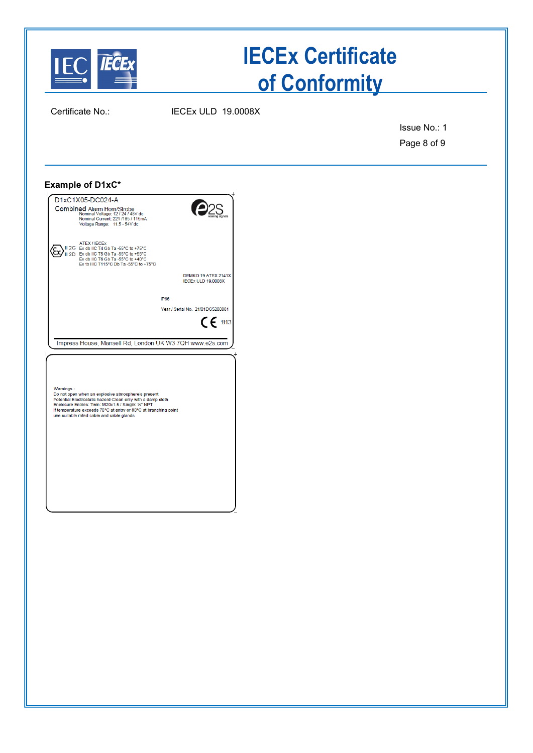# IECEx Certificate of Conformity

Certificate No.: IECEx ULD 19.0008X

Issue No.: 1

---

**Example of D1xC***

D1xC1X05-DC024-A

Combined Alarm Horn/Strobe
Nominal Voltage: 12 / 24 / 48V dc
Nominal Current: 221 /185 / 115mA
Voltage Range: 11.5 - 54V dc

e2S warning signals

ATEX / IECEx
II 2G Ex db IIC T4 Gb Ta -55°C to +75°C
II 2D Ex db IIC T5 Gb Ta -55°C to +55°C
Ex db IIC T6 Gb Ta -55°C to +40°C
Ex tb IIIC T115°C Db Ta -55°C to +75°C

DEMKO 19 ATEX 2141X
IECEx ULD 19.0008X

IP66

Year / Serial No. 21/01DG5200001

CE 0813

Impress House, Mansell Rd, London UK W3 7QH www.e2s.com

Warnings :
Do not open when an explosive atmosphereis present
Potential Electrostatic hazard-Clean only with a damp cloth
Enclosure Entries: Twin: M20x1.5 / Single: ½" NPT
If temperature exceeds 70°C at entry or 80°C at branching point
use suitable rated cable and cable glands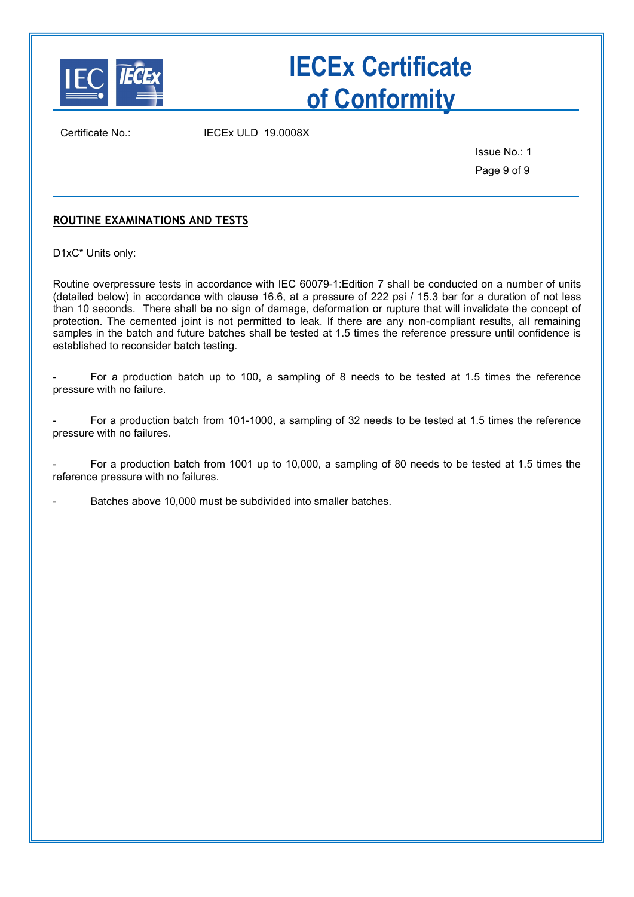Certificate No.: IECEx ULD 19.0008X

Issue No.: 1

## ROUTINE EXAMINATIONS AND TESTS

D1xC* Units only:

Routine overpressure tests in accordance with IEC 60079-1:Edition 7 shall be conducted on a number of units (detailed below) in accordance with clause 16.6, at a pressure of 222 psi / 15.3 bar for a duration of not less than 10 seconds. There shall be no sign of damage, deformation or rupture that will invalidate the concept of protection. The cemented joint is not permitted to leak. If there are any non-compliant results, all remaining samples in the batch and future batches shall be tested at 1.5 times the reference pressure until confidence is established to reconsider batch testing.

- For a production batch up to 100, a sampling of 8 needs to be tested at 1.5 times the reference pressure with no failure.
- For a production batch from 101-1000, a sampling of 32 needs to be tested at 1.5 times the reference pressure with no failures.
- For a production batch from 1001 up to 10,000, a sampling of 80 needs to be tested at 1.5 times the reference pressure with no failures.
- Batches above 10,000 must be subdivided into smaller batches.